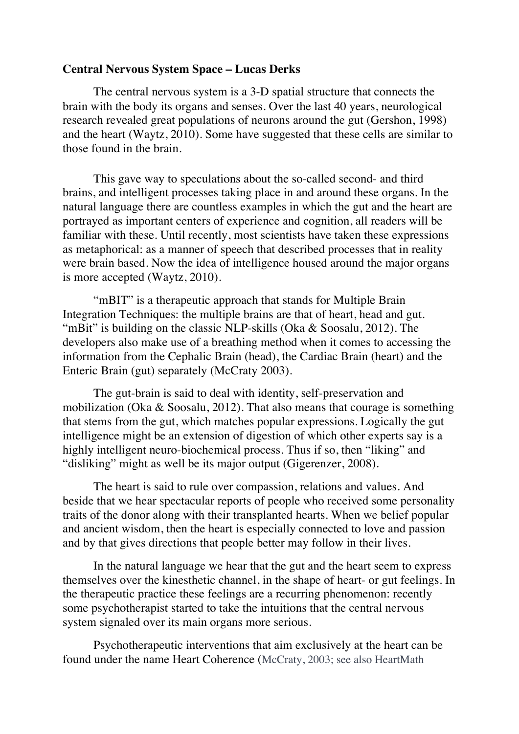**Central Nervous System Space – Lucas Derks**

The central nervous system is a 3-D spatial structure that connects the brain with the body its organs and senses. Over the last 40 years, neurological research revealed great populations of neurons around the gut (Gershon, 1998) and the heart (Waytz, 2010). Some have suggested that these cells are similar to those found in the brain.

This gave way to speculations about the so-called second- and third brains, and intelligent processes taking place in and around these organs. In the natural language there are countless examples in which the gut and the heart are portrayed as important centers of experience and cognition, all readers will be familiar with these. Until recently, most scientists have taken these expressions as metaphorical: as a manner of speech that described processes that in reality were brain based. Now the idea of intelligence housed around the major organs is more accepted (Waytz, 2010).

"mBIT" is a therapeutic approach that stands for Multiple Brain Integration Techniques: the multiple brains are that of heart, head and gut. "mBit" is building on the classic NLP-skills (Oka & Soosalu, 2012). The developers also make use of a breathing method when it comes to accessing the information from the Cephalic Brain (head), the Cardiac Brain (heart) and the Enteric Brain (gut) separately (McCraty 2003).

The gut-brain is said to deal with identity, self-preservation and mobilization (Oka & Soosalu, 2012). That also means that courage is something that stems from the gut, which matches popular expressions. Logically the gut intelligence might be an extension of digestion of which other experts say is a highly intelligent neuro-biochemical process. Thus if so, then "liking" and "disliking" might as well be its major output (Gigerenzer, 2008).

The heart is said to rule over compassion, relations and values. And beside that we hear spectacular reports of people who received some personality traits of the donor along with their transplanted hearts. When we belief popular and ancient wisdom, then the heart is especially connected to love and passion and by that gives directions that people better may follow in their lives.

In the natural language we hear that the gut and the heart seem to express themselves over the kinesthetic channel, in the shape of heart- or gut feelings. In the therapeutic practice these feelings are a recurring phenomenon: recently some psychotherapist started to take the intuitions that the central nervous system signaled over its main organs more serious.

Psychotherapeutic interventions that aim exclusively at the heart can be found under the name Heart Coherence (McCraty, 2003; see also HeartMath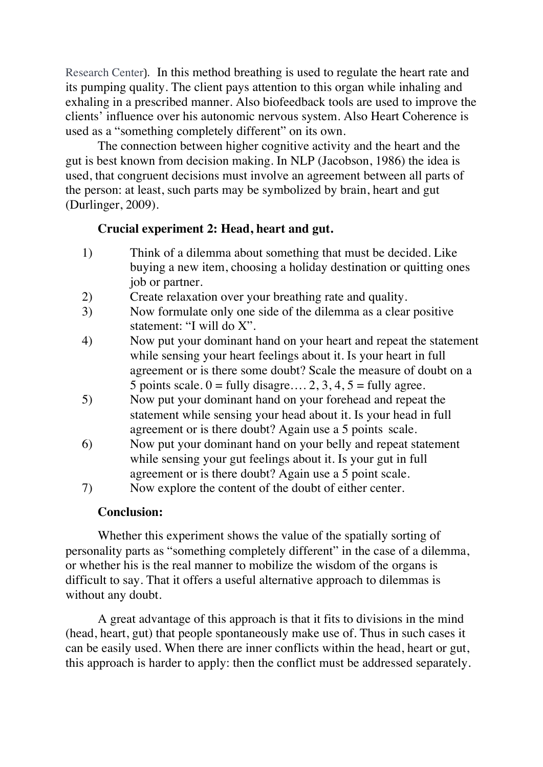Research Center). In this method breathing is used to regulate the heart rate and its pumping quality. The client pays attention to this organ while inhaling and exhaling in a prescribed manner. Also biofeedback tools are used to improve the clients' influence over his autonomic nervous system. Also Heart Coherence is used as a "something completely different" on its own.

The connection between higher cognitive activity and the heart and the gut is best known from decision making. In NLP (Jacobson, 1986) the idea is used, that congruent decisions must involve an agreement between all parts of the person: at least, such parts may be symbolized by brain, heart and gut (Durlinger, 2009).

**Crucial experiment 2: Head, heart and gut.**

1) Think of a dilemma about something that must be decided. Like buying a new item, choosing a holiday destination or quitting ones job or partner.
2) Create relaxation over your breathing rate and quality.
3) Now formulate only one side of the dilemma as a clear positive statement: "I will do X".
4) Now put your dominant hand on your heart and repeat the statement while sensing your heart feelings about it. Is your heart in full agreement or is there some doubt? Scale the measure of doubt on a 5 points scale. 0 = fully disagre…. 2, 3, 4, 5 = fully agree.
5) Now put your dominant hand on your forehead and repeat the statement while sensing your head about it. Is your head in full agreement or is there doubt? Again use a 5 points scale.
6) Now put your dominant hand on your belly and repeat statement while sensing your gut feelings about it. Is your gut in full agreement or is there doubt? Again use a 5 point scale.
7) Now explore the content of the doubt of either center.

**Conclusion:**

Whether this experiment shows the value of the spatially sorting of personality parts as "something completely different" in the case of a dilemma, or whether his is the real manner to mobilize the wisdom of the organs is difficult to say. That it offers a useful alternative approach to dilemmas is without any doubt.

A great advantage of this approach is that it fits to divisions in the mind (head, heart, gut) that people spontaneously make use of. Thus in such cases it can be easily used. When there are inner conflicts within the head, heart or gut, this approach is harder to apply: then the conflict must be addressed separately.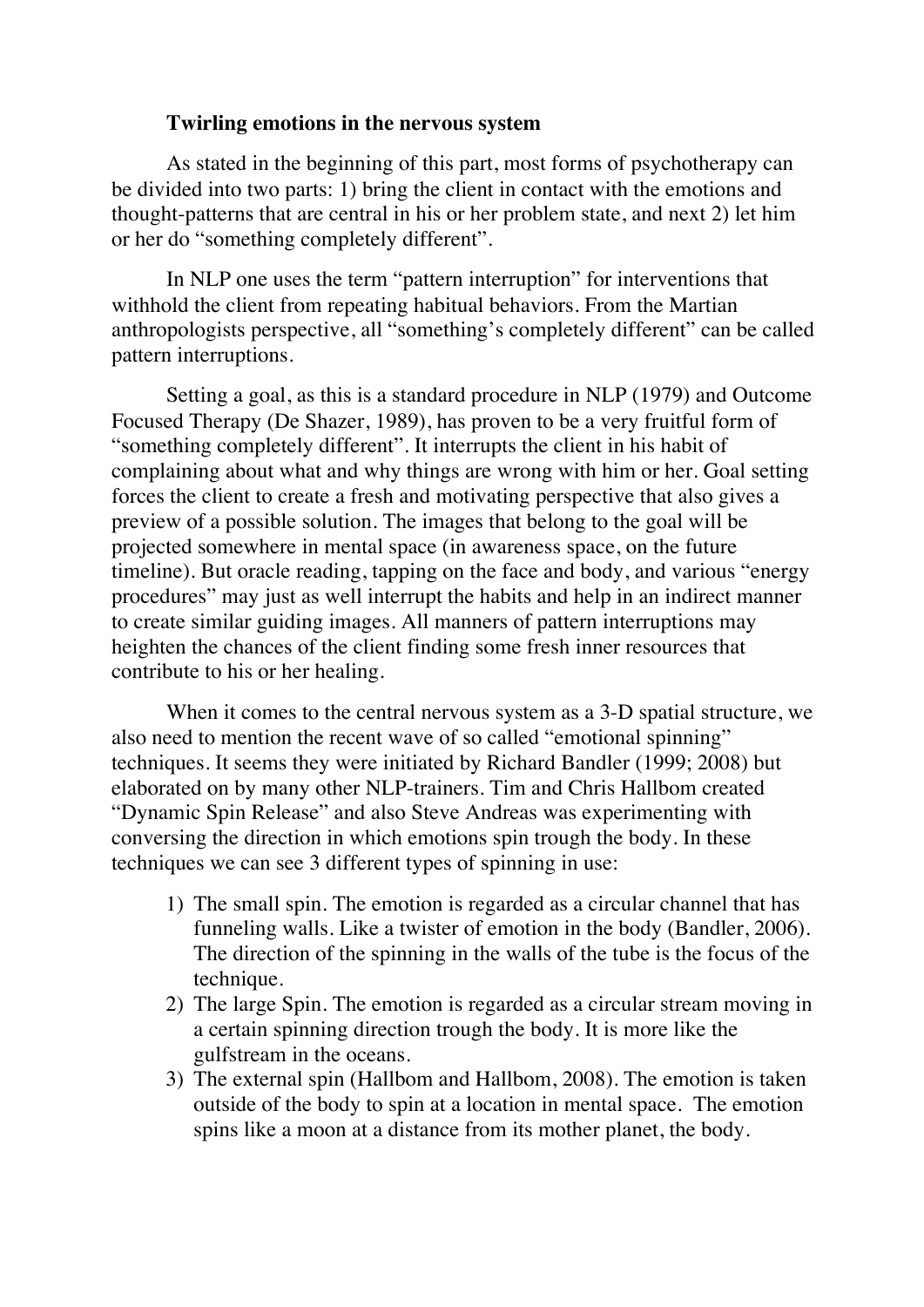### **Twirling emotions in the nervous system**

As stated in the beginning of this part, most forms of psychotherapy can be divided into two parts: 1) bring the client in contact with the emotions and thought-patterns that are central in his or her problem state, and next 2) let him or her do "something completely different".

In NLP one uses the term "pattern interruption" for interventions that withhold the client from repeating habitual behaviors. From the Martian anthropologists perspective, all "something's completely different" can be called pattern interruptions.

Setting a goal, as this is a standard procedure in NLP (1979) and Outcome Focused Therapy (De Shazer, 1989), has proven to be a very fruitful form of "something completely different". It interrupts the client in his habit of complaining about what and why things are wrong with him or her. Goal setting forces the client to create a fresh and motivating perspective that also gives a preview of a possible solution. The images that belong to the goal will be projected somewhere in mental space (in awareness space, on the future timeline). But oracle reading, tapping on the face and body, and various "energy procedures" may just as well interrupt the habits and help in an indirect manner to create similar guiding images. All manners of pattern interruptions may heighten the chances of the client finding some fresh inner resources that contribute to his or her healing.

When it comes to the central nervous system as a 3-D spatial structure, we also need to mention the recent wave of so called "emotional spinning" techniques. It seems they were initiated by Richard Bandler (1999; 2008) but elaborated on by many other NLP-trainers. Tim and Chris Hallbom created "Dynamic Spin Release" and also Steve Andreas was experimenting with conversing the direction in which emotions spin trough the body. In these techniques we can see 3 different types of spinning in use:

1) The small spin. The emotion is regarded as a circular channel that has funneling walls. Like a twister of emotion in the body (Bandler, 2006). The direction of the spinning in the walls of the tube is the focus of the technique.
2) The large Spin. The emotion is regarded as a circular stream moving in a certain spinning direction trough the body. It is more like the gulfstream in the oceans.
3) The external spin (Hallbom and Hallbom, 2008). The emotion is taken outside of the body to spin at a location in mental space. The emotion spins like a moon at a distance from its mother planet, the body.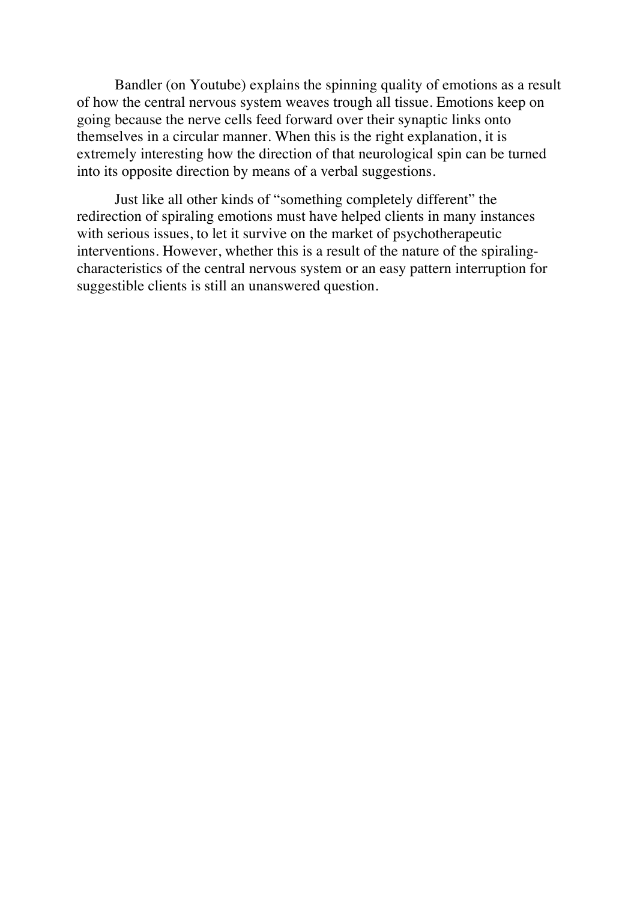Bandler (on Youtube) explains the spinning quality of emotions as a result of how the central nervous system weaves trough all tissue. Emotions keep on going because the nerve cells feed forward over their synaptic links onto themselves in a circular manner. When this is the right explanation, it is extremely interesting how the direction of that neurological spin can be turned into its opposite direction by means of a verbal suggestions.

Just like all other kinds of “something completely different” the redirection of spiraling emotions must have helped clients in many instances with serious issues, to let it survive on the market of psychotherapeutic interventions. However, whether this is a result of the nature of the spiraling-characteristics of the central nervous system or an easy pattern interruption for suggestible clients is still an unanswered question.